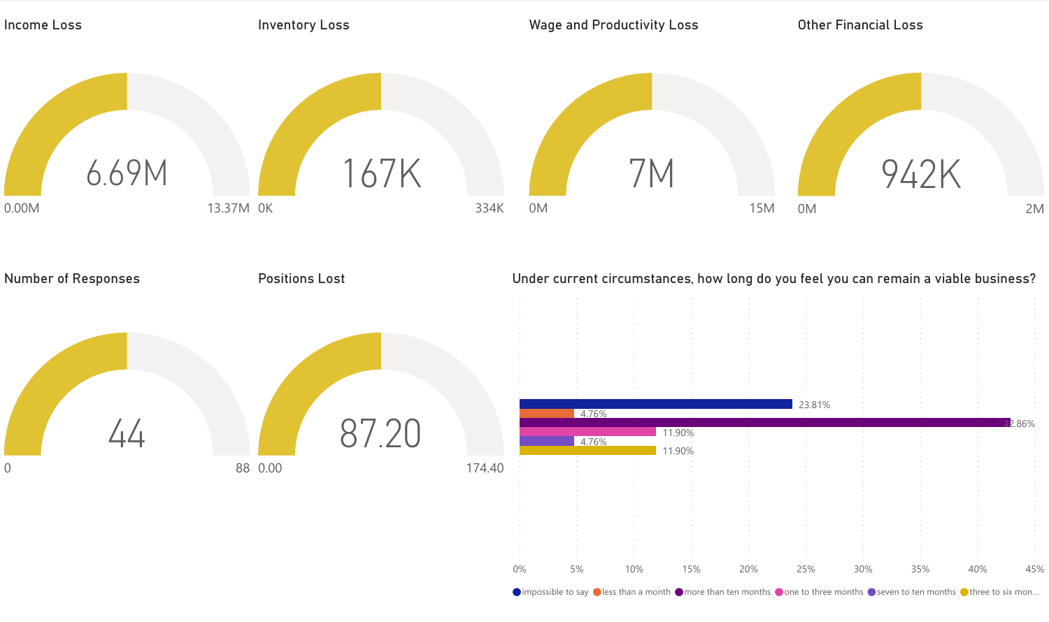## Income Loss

6.69M

0.00M — 13.37M

## Inventory Loss

167K

0K — 334K

## Wage and Productivity Loss

7M

0M — 15M

## Other Financial Loss

942K

0M — 2M

## Number of Responses

44

0 — 88

## Positions Lost

87.20

0.00 — 174.40

## Under current circumstances, how long do you feel you can remain a viable business?

| Response | Percentage |
|---|---|
| impossible to say | 23.81% |
| less than a month | 4.76% |
| more than ten months | 42.86% |
| one to three months | 11.90% |
| seven to ten months | 4.76% |
| three to six mon... | 11.90% |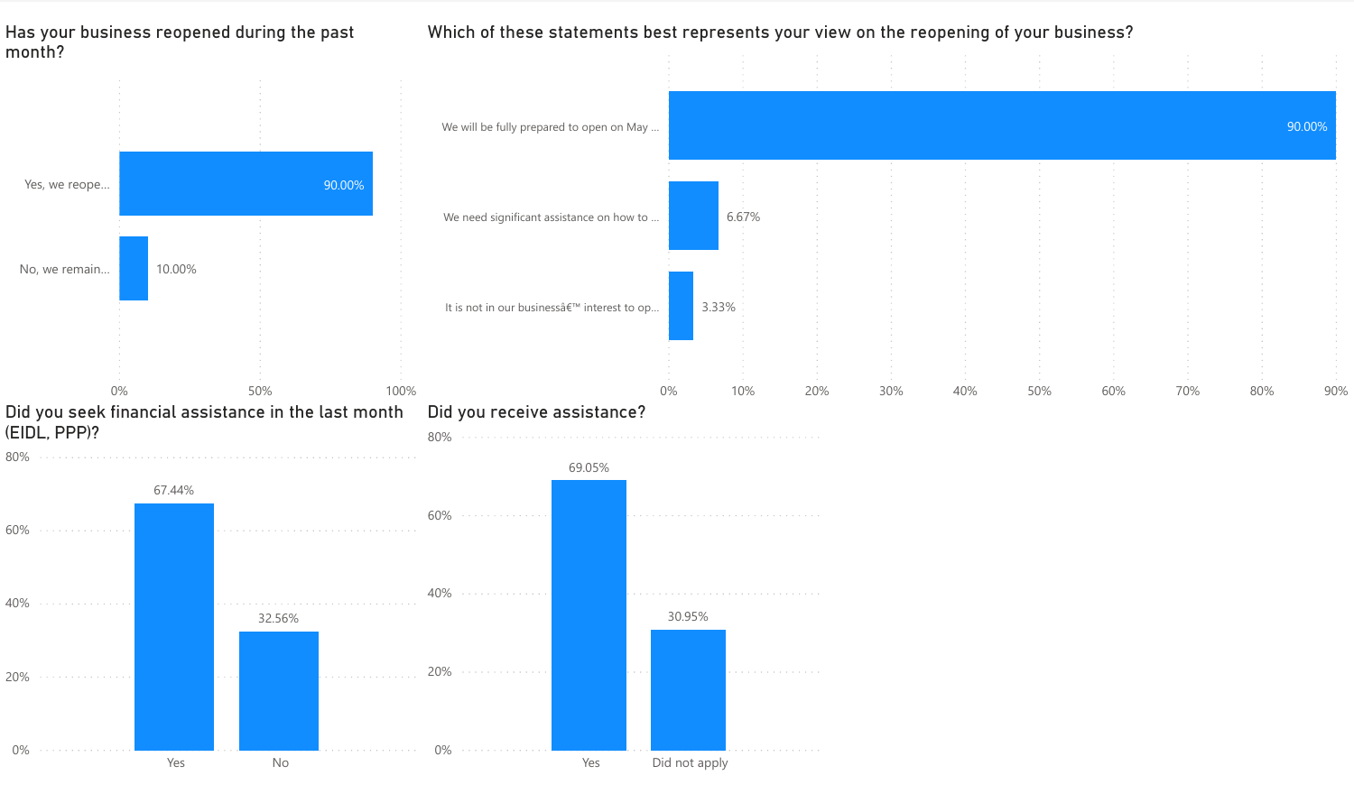## Has your business reopened during the past month?

Yes, we reope...
90.00%
No, we remain...
10.00%
0%
50%
100%

## Which of these statements best represents your view on the reopening of your business?

We will be fully prepared to open on May ...
90.00%
We need significant assistance on how to ...
6.67%
It is not in our businessâ€™ interest to op...
3.33%
0%
10%
20%
30%
40%
50%
60%
70%
80%
90%

## Did you seek financial assistance in the last month (EIDL, PPP)?

80%
60%
40%
20%
0%
67.44%
32.56%
Yes
No

## Did you receive assistance?

80%
60%
40%
20%
0%
69.05%
30.95%
Yes
Did not apply